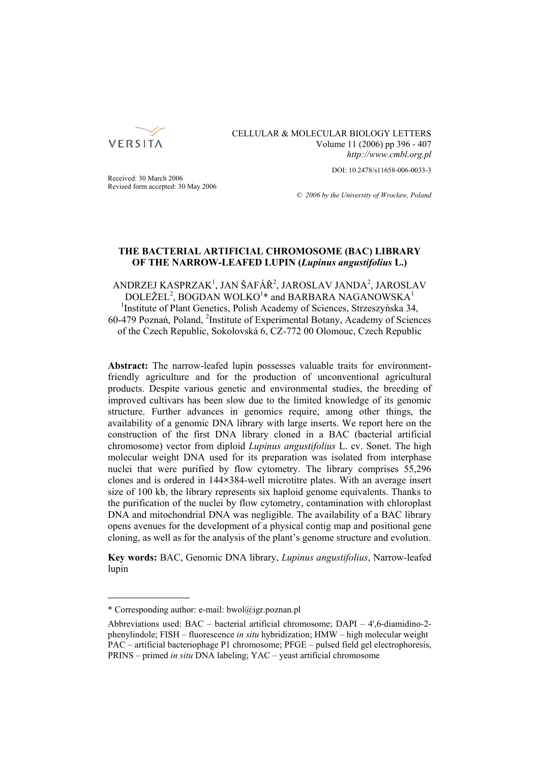CELLULAR & MOLECULAR BIOLOGY LETTERS
Volume 11 (2006) pp 396 - 407
*http://www.cmbl.org.pl*

DOI: 10.2478/s11658-006-0033-3

Received: 30 March 2006
Revised form accepted: 30 May 2006

© *2006 by the University of Wrocław, Poland*

# THE BACTERIAL ARTIFICIAL CHROMOSOME (BAC) LIBRARY OF THE NARROW-LEAFED LUPIN (*Lupinus angustifolius* L.)

ANDRZEJ KASPRZAK[1], JAN ŠAFÁŘ[2], JAROSLAV JANDA[2], JAROSLAV DOLEŽEL[2], BOGDAN WOLKO[1]* and BARBARA NAGANOWSKA[1]

[1]Institute of Plant Genetics, Polish Academy of Sciences, Strzeszyńska 34, 60-479 Poznań, Poland, [2]Institute of Experimental Botany, Academy of Sciences of the Czech Republic, Sokolovská 6, CZ-772 00 Olomouc, Czech Republic

**Abstract:** The narrow-leafed lupin possesses valuable traits for environment-friendly agriculture and for the production of unconventional agricultural products. Despite various genetic and environmental studies, the breeding of improved cultivars has been slow due to the limited knowledge of its genomic structure. Further advances in genomics require, among other things, the availability of a genomic DNA library with large inserts. We report here on the construction of the first DNA library cloned in a BAC (bacterial artificial chromosome) vector from diploid *Lupinus angustifolius* L. cv. Sonet. The high molecular weight DNA used for its preparation was isolated from interphase nuclei that were purified by flow cytometry. The library comprises 55,296 clones and is ordered in 144×384-well microtitre plates. With an average insert size of 100 kb, the library represents six haploid genome equivalents. Thanks to the purification of the nuclei by flow cytometry, contamination with chloroplast DNA and mitochondrial DNA was negligible. The availability of a BAC library opens avenues for the development of a physical contig map and positional gene cloning, as well as for the analysis of the plant's genome structure and evolution.

**Key words:** BAC, Genomic DNA library, *Lupinus angustifolius*, Narrow-leafed lupin

---

\* Corresponding author: e-mail: bwol@igr.poznan.pl

Abbreviations used: BAC – bacterial artificial chromosome; DAPI – 4',6-diamidino-2-phenylindole; FISH – fluorescence *in situ* hybridization; HMW – high molecular weight PAC – artificial bacteriophage P1 chromosome; PFGE – pulsed field gel electrophoresis, PRINS – primed *in situ* DNA labeling; YAC – yeast artificial chromosome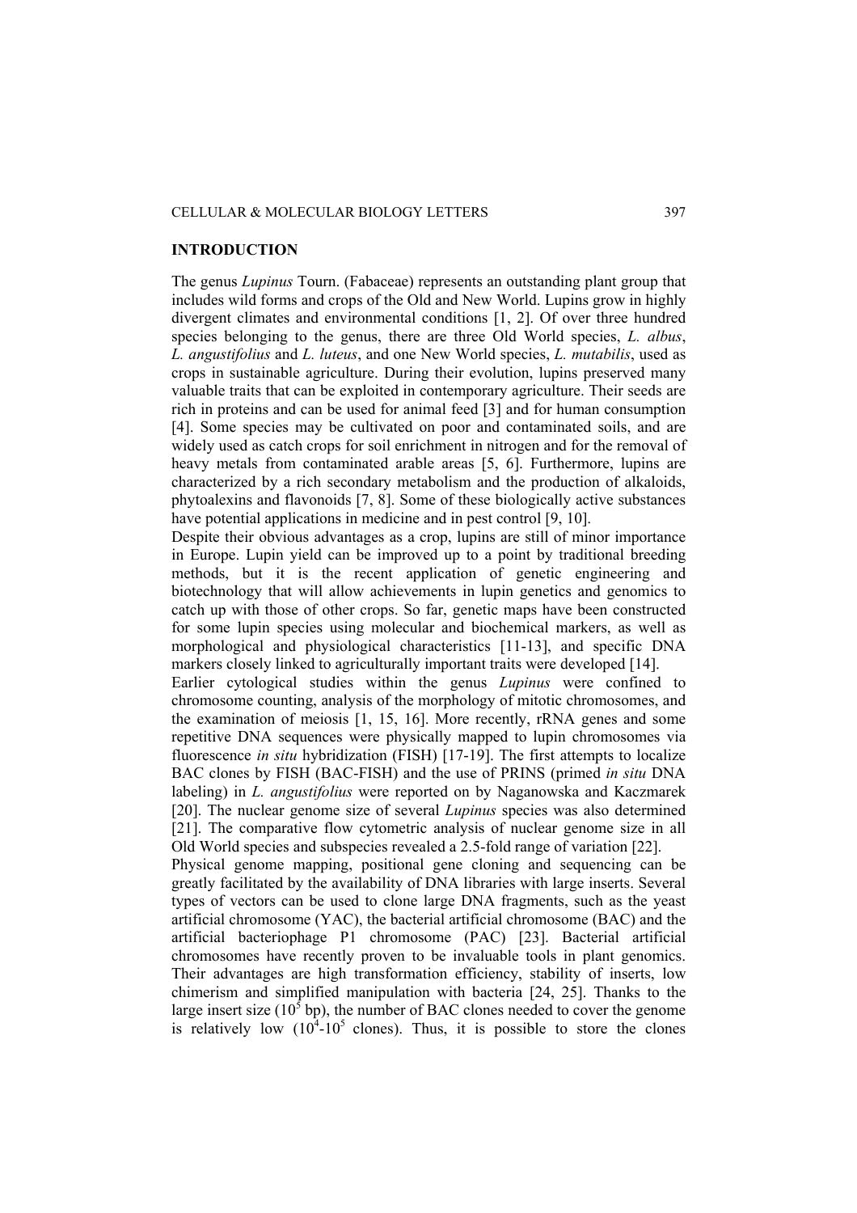## INTRODUCTION

The genus *Lupinus* Tourn. (Fabaceae) represents an outstanding plant group that includes wild forms and crops of the Old and New World. Lupins grow in highly divergent climates and environmental conditions [1, 2]. Of over three hundred species belonging to the genus, there are three Old World species, *L. albus*, *L. angustifolius* and *L. luteus*, and one New World species, *L. mutabilis*, used as crops in sustainable agriculture. During their evolution, lupins preserved many valuable traits that can be exploited in contemporary agriculture. Their seeds are rich in proteins and can be used for animal feed [3] and for human consumption [4]. Some species may be cultivated on poor and contaminated soils, and are widely used as catch crops for soil enrichment in nitrogen and for the removal of heavy metals from contaminated arable areas [5, 6]. Furthermore, lupins are characterized by a rich secondary metabolism and the production of alkaloids, phytoalexins and flavonoids [7, 8]. Some of these biologically active substances have potential applications in medicine and in pest control [9, 10].

Despite their obvious advantages as a crop, lupins are still of minor importance in Europe. Lupin yield can be improved up to a point by traditional breeding methods, but it is the recent application of genetic engineering and biotechnology that will allow achievements in lupin genetics and genomics to catch up with those of other crops. So far, genetic maps have been constructed for some lupin species using molecular and biochemical markers, as well as morphological and physiological characteristics [11-13], and specific DNA markers closely linked to agriculturally important traits were developed [14].

Earlier cytological studies within the genus *Lupinus* were confined to chromosome counting, analysis of the morphology of mitotic chromosomes, and the examination of meiosis [1, 15, 16]. More recently, rRNA genes and some repetitive DNA sequences were physically mapped to lupin chromosomes via fluorescence *in situ* hybridization (FISH) [17-19]. The first attempts to localize BAC clones by FISH (BAC-FISH) and the use of PRINS (primed *in situ* DNA labeling) in *L. angustifolius* were reported on by Naganowska and Kaczmarek [20]. The nuclear genome size of several *Lupinus* species was also determined [21]. The comparative flow cytometric analysis of nuclear genome size in all Old World species and subspecies revealed a 2.5-fold range of variation [22].

Physical genome mapping, positional gene cloning and sequencing can be greatly facilitated by the availability of DNA libraries with large inserts. Several types of vectors can be used to clone large DNA fragments, such as the yeast artificial chromosome (YAC), the bacterial artificial chromosome (BAC) and the artificial bacteriophage P1 chromosome (PAC) [23]. Bacterial artificial chromosomes have recently proven to be invaluable tools in plant genomics. Their advantages are high transformation efficiency, stability of inserts, low chimerism and simplified manipulation with bacteria [24, 25]. Thanks to the large insert size ($10^5$ bp), the number of BAC clones needed to cover the genome is relatively low ($10^4$-$10^5$ clones). Thus, it is possible to store the clones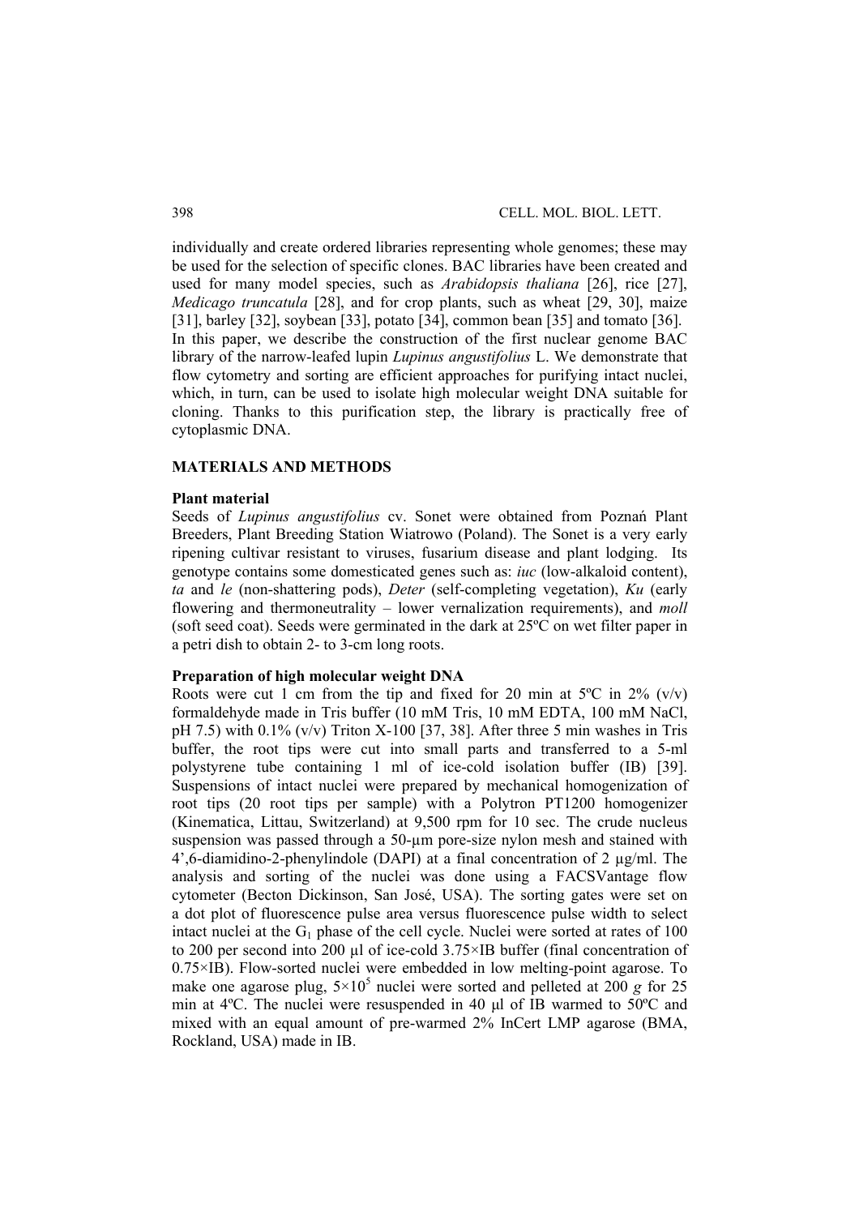individually and create ordered libraries representing whole genomes; these may be used for the selection of specific clones. BAC libraries have been created and used for many model species, such as *Arabidopsis thaliana* [26], rice [27], *Medicago truncatula* [28], and for crop plants, such as wheat [29, 30], maize [31], barley [32], soybean [33], potato [34], common bean [35] and tomato [36]. In this paper, we describe the construction of the first nuclear genome BAC library of the narrow-leafed lupin *Lupinus angustifolius* L. We demonstrate that flow cytometry and sorting are efficient approaches for purifying intact nuclei, which, in turn, can be used to isolate high molecular weight DNA suitable for cloning. Thanks to this purification step, the library is practically free of cytoplasmic DNA.

## MATERIALS AND METHODS

### Plant material

Seeds of *Lupinus angustifolius* cv. Sonet were obtained from Poznań Plant Breeders, Plant Breeding Station Wiatrowo (Poland). The Sonet is a very early ripening cultivar resistant to viruses, fusarium disease and plant lodging. Its genotype contains some domesticated genes such as: *iuc* (low-alkaloid content), *ta* and *le* (non-shattering pods), *Deter* (self-completing vegetation), *Ku* (early flowering and thermoneutrality – lower vernalization requirements), and *moll* (soft seed coat). Seeds were germinated in the dark at 25ºC on wet filter paper in a petri dish to obtain 2- to 3-cm long roots.

### Preparation of high molecular weight DNA

Roots were cut 1 cm from the tip and fixed for 20 min at 5ºC in 2% (v/v) formaldehyde made in Tris buffer (10 mM Tris, 10 mM EDTA, 100 mM NaCl, pH 7.5) with 0.1% (v/v) Triton X-100 [37, 38]. After three 5 min washes in Tris buffer, the root tips were cut into small parts and transferred to a 5-ml polystyrene tube containing 1 ml of ice-cold isolation buffer (IB) [39]. Suspensions of intact nuclei were prepared by mechanical homogenization of root tips (20 root tips per sample) with a Polytron PT1200 homogenizer (Kinematica, Littau, Switzerland) at 9,500 rpm for 10 sec. The crude nucleus suspension was passed through a 50-µm pore-size nylon mesh and stained with 4',6-diamidino-2-phenylindole (DAPI) at a final concentration of 2 µg/ml. The analysis and sorting of the nuclei was done using a FACSVantage flow cytometer (Becton Dickinson, San José, USA). The sorting gates were set on a dot plot of fluorescence pulse area versus fluorescence pulse width to select intact nuclei at the $G_1$ phase of the cell cycle. Nuclei were sorted at rates of 100 to 200 per second into 200 µl of ice-cold 3.75×IB buffer (final concentration of 0.75×IB). Flow-sorted nuclei were embedded in low melting-point agarose. To make one agarose plug, $5 \times 10^5$ nuclei were sorted and pelleted at 200 *g* for 25 min at 4ºC. The nuclei were resuspended in 40 µl of IB warmed to 50ºC and mixed with an equal amount of pre-warmed 2% InCert LMP agarose (BMA, Rockland, USA) made in IB.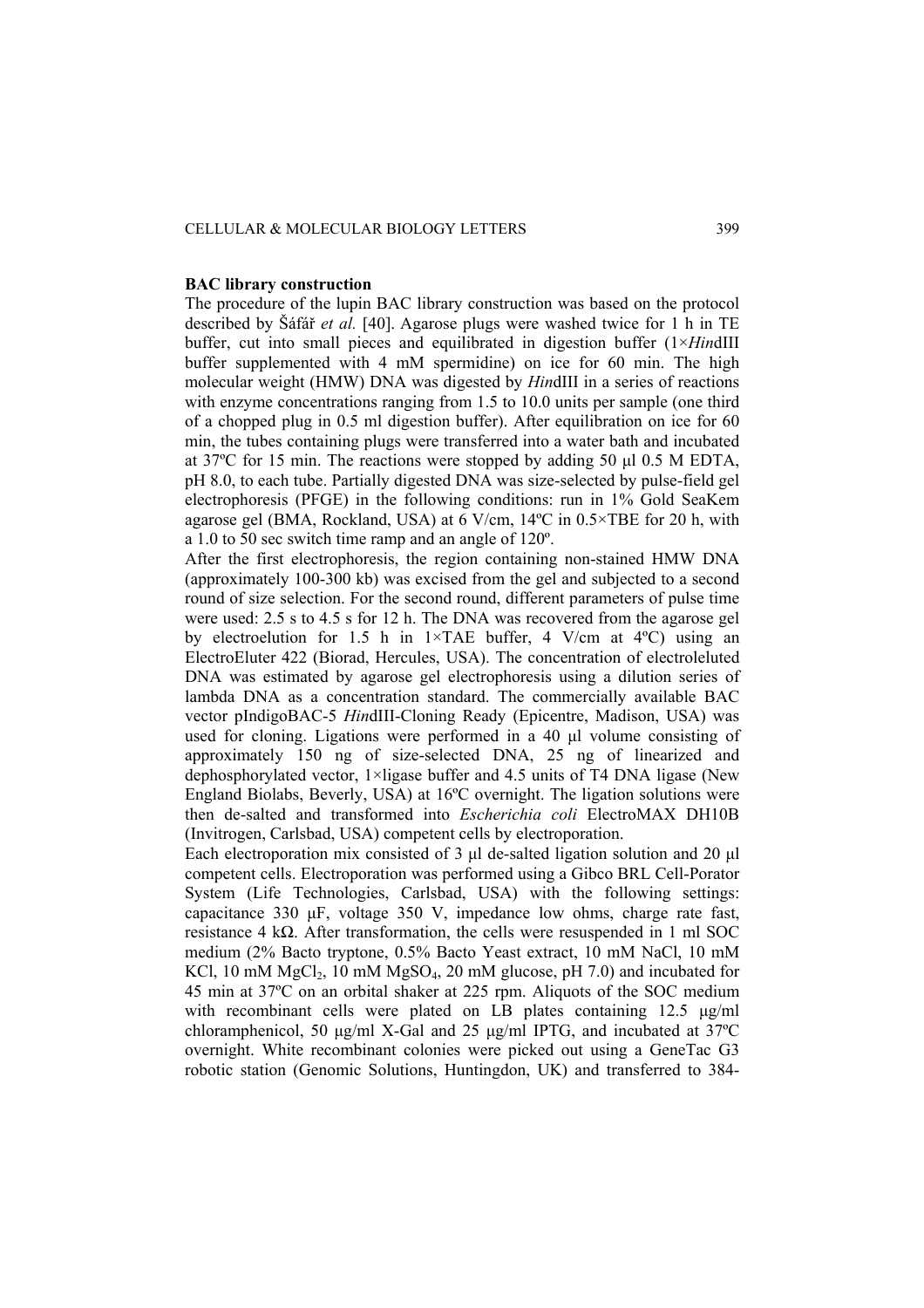**BAC library construction**

The procedure of the lupin BAC library construction was based on the protocol described by Šáfář *et al.* [40]. Agarose plugs were washed twice for 1 h in TE buffer, cut into small pieces and equilibrated in digestion buffer (1×*Hin*dIII buffer supplemented with 4 mM spermidine) on ice for 60 min. The high molecular weight (HMW) DNA was digested by *Hin*dIII in a series of reactions with enzyme concentrations ranging from 1.5 to 10.0 units per sample (one third of a chopped plug in 0.5 ml digestion buffer). After equilibration on ice for 60 min, the tubes containing plugs were transferred into a water bath and incubated at 37ºC for 15 min. The reactions were stopped by adding 50 µl 0.5 M EDTA, pH 8.0, to each tube. Partially digested DNA was size-selected by pulse-field gel electrophoresis (PFGE) in the following conditions: run in 1% Gold SeaKem agarose gel (BMA, Rockland, USA) at 6 V/cm, 14ºC in 0.5×TBE for 20 h, with a 1.0 to 50 sec switch time ramp and an angle of 120º.

After the first electrophoresis, the region containing non-stained HMW DNA (approximately 100-300 kb) was excised from the gel and subjected to a second round of size selection. For the second round, different parameters of pulse time were used: 2.5 s to 4.5 s for 12 h. The DNA was recovered from the agarose gel by electroelution for 1.5 h in 1×TAE buffer, 4 V/cm at 4ºC) using an ElectroEluter 422 (Biorad, Hercules, USA). The concentration of electroleluted DNA was estimated by agarose gel electrophoresis using a dilution series of lambda DNA as a concentration standard. The commercially available BAC vector pIndigoBAC-5 *Hin*dIII-Cloning Ready (Epicentre, Madison, USA) was used for cloning. Ligations were performed in a 40 µl volume consisting of approximately 150 ng of size-selected DNA, 25 ng of linearized and dephosphorylated vector, 1×ligase buffer and 4.5 units of T4 DNA ligase (New England Biolabs, Beverly, USA) at 16ºC overnight. The ligation solutions were then de-salted and transformed into *Escherichia coli* ElectroMAX DH10B (Invitrogen, Carlsbad, USA) competent cells by electroporation.

Each electroporation mix consisted of 3 µl de-salted ligation solution and 20 µl competent cells. Electroporation was performed using a Gibco BRL Cell-Porator System (Life Technologies, Carlsbad, USA) with the following settings: capacitance 330 µF, voltage 350 V, impedance low ohms, charge rate fast, resistance 4 kΩ. After transformation, the cells were resuspended in 1 ml SOC medium (2% Bacto tryptone, 0.5% Bacto Yeast extract, 10 mM NaCl, 10 mM KCl, 10 mM $MgCl_2$, 10 mM $MgSO_4$, 20 mM glucose, pH 7.0) and incubated for 45 min at 37ºC on an orbital shaker at 225 rpm. Aliquots of the SOC medium with recombinant cells were plated on LB plates containing 12.5 µg/ml chloramphenicol, 50 µg/ml X-Gal and 25 µg/ml IPTG, and incubated at 37ºC overnight. White recombinant colonies were picked out using a GeneTac G3 robotic station (Genomic Solutions, Huntingdon, UK) and transferred to 384-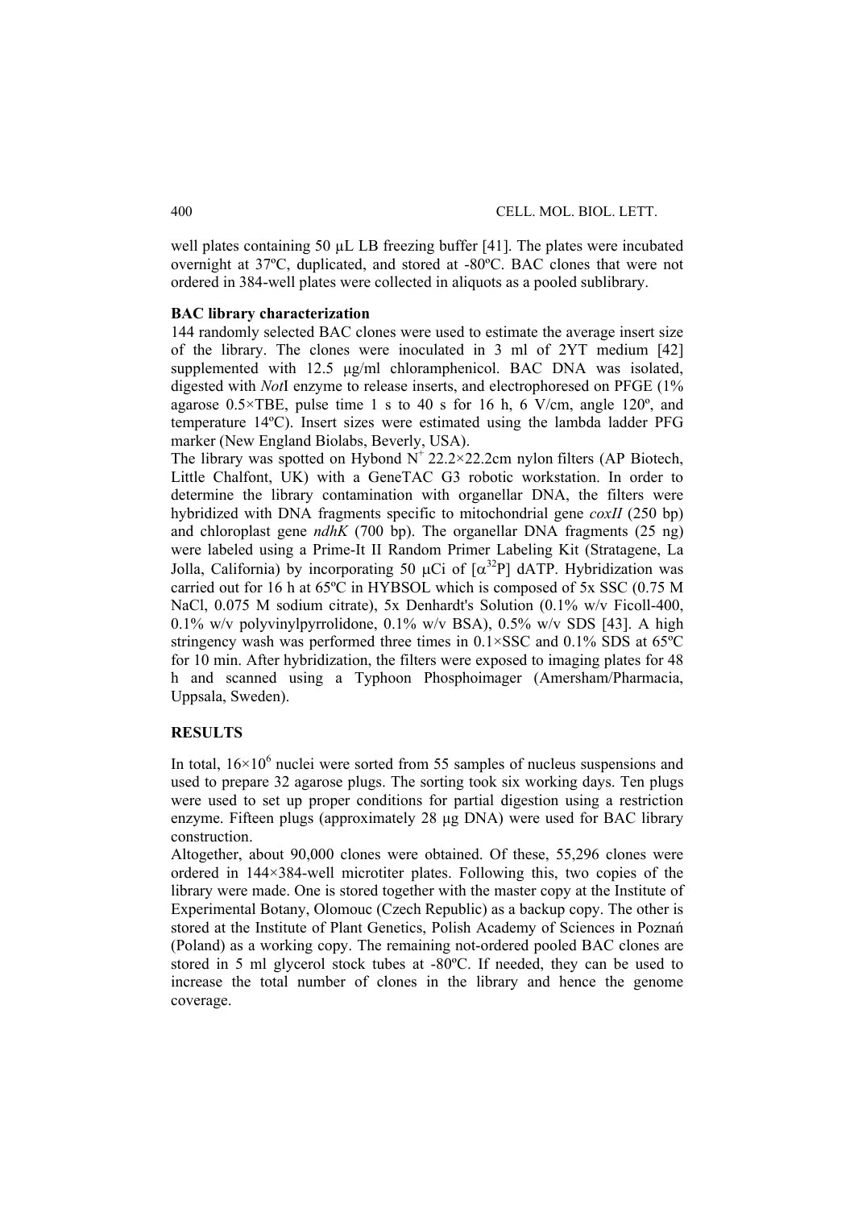well plates containing 50 μL LB freezing buffer [41]. The plates were incubated overnight at 37ºC, duplicated, and stored at -80ºC. BAC clones that were not ordered in 384-well plates were collected in aliquots as a pooled sublibrary.

**BAC library characterization**

144 randomly selected BAC clones were used to estimate the average insert size of the library. The clones were inoculated in 3 ml of 2YT medium [42] supplemented with 12.5 μg/ml chloramphenicol. BAC DNA was isolated, digested with *Not*I enzyme to release inserts, and electrophoresed on PFGE (1% agarose 0.5×TBE, pulse time 1 s to 40 s for 16 h, 6 V/cm, angle 120º, and temperature 14ºC). Insert sizes were estimated using the lambda ladder PFG marker (New England Biolabs, Beverly, USA).

The library was spotted on Hybond $N^+$ 22.2×22.2cm nylon filters (AP Biotech, Little Chalfont, UK) with a GeneTAC G3 robotic workstation. In order to determine the library contamination with organellar DNA, the filters were hybridized with DNA fragments specific to mitochondrial gene *coxII* (250 bp) and chloroplast gene *ndhK* (700 bp). The organellar DNA fragments (25 ng) were labeled using a Prime-It II Random Primer Labeling Kit (Stratagene, La Jolla, California) by incorporating 50 μCi of [$\alpha^{32}$P] dATP. Hybridization was carried out for 16 h at 65ºC in HYBSOL which is composed of 5x SSC (0.75 M NaCl, 0.075 M sodium citrate), 5x Denhardt's Solution (0.1% w/v Ficoll-400, 0.1% w/v polyvinylpyrrolidone, 0.1% w/v BSA), 0.5% w/v SDS [43]. A high stringency wash was performed three times in 0.1×SSC and 0.1% SDS at 65ºC for 10 min. After hybridization, the filters were exposed to imaging plates for 48 h and scanned using a Typhoon Phosphoimager (Amersham/Pharmacia, Uppsala, Sweden).

## RESULTS

In total, $16\times10^6$ nuclei were sorted from 55 samples of nucleus suspensions and used to prepare 32 agarose plugs. The sorting took six working days. Ten plugs were used to set up proper conditions for partial digestion using a restriction enzyme. Fifteen plugs (approximately 28 μg DNA) were used for BAC library construction.

Altogether, about 90,000 clones were obtained. Of these, 55,296 clones were ordered in 144×384-well microtiter plates. Following this, two copies of the library were made. One is stored together with the master copy at the Institute of Experimental Botany, Olomouc (Czech Republic) as a backup copy. The other is stored at the Institute of Plant Genetics, Polish Academy of Sciences in Poznań (Poland) as a working copy. The remaining not-ordered pooled BAC clones are stored in 5 ml glycerol stock tubes at -80ºC. If needed, they can be used to increase the total number of clones in the library and hence the genome coverage.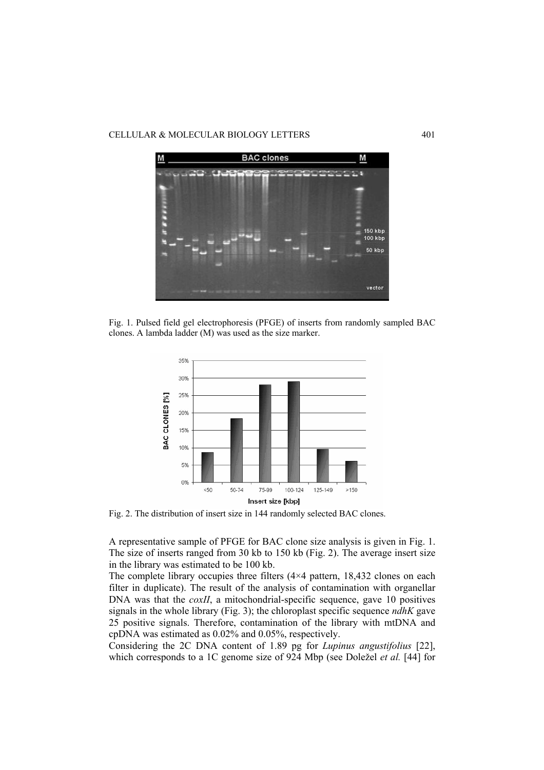Fig. 1. Pulsed field gel electrophoresis (PFGE) of inserts from randomly sampled BAC clones. A lambda ladder (M) was used as the size marker.

Fig. 2. The distribution of insert size in 144 randomly selected BAC clones.

A representative sample of PFGE for BAC clone size analysis is given in Fig. 1. The size of inserts ranged from 30 kb to 150 kb (Fig. 2). The average insert size in the library was estimated to be 100 kb.

The complete library occupies three filters (4×4 pattern, 18,432 clones on each filter in duplicate). The result of the analysis of contamination with organellar DNA was that the *coxII*, a mitochondrial-specific sequence, gave 10 positives signals in the whole library (Fig. 3); the chloroplast specific sequence *ndhK* gave 25 positive signals. Therefore, contamination of the library with mtDNA and cpDNA was estimated as 0.02% and 0.05%, respectively.

Considering the 2C DNA content of 1.89 pg for *Lupinus angustifolius* [22], which corresponds to a 1C genome size of 924 Mbp (see Doležel *et al.* [44] for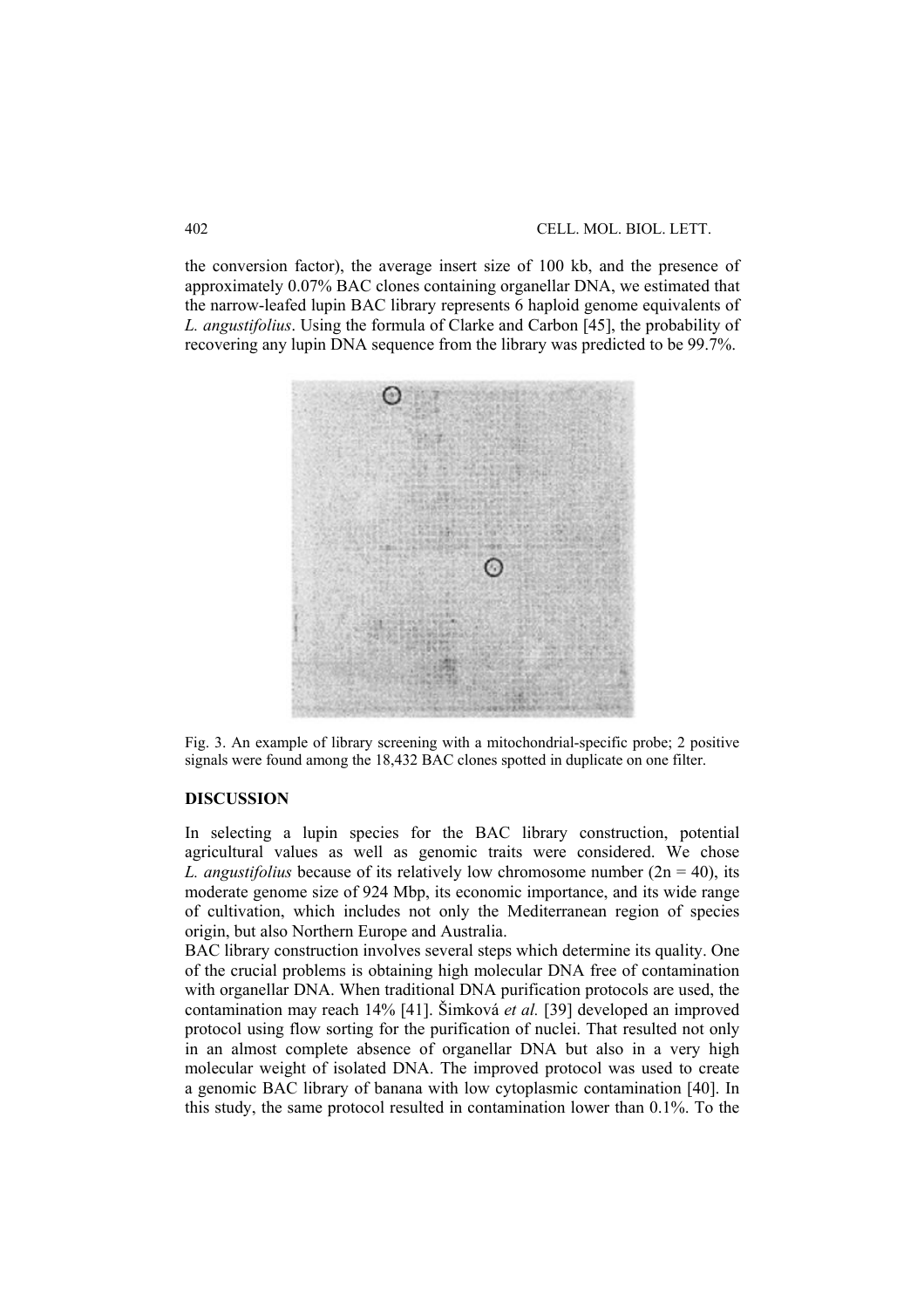the conversion factor), the average insert size of 100 kb, and the presence of approximately 0.07% BAC clones containing organellar DNA, we estimated that the narrow-leafed lupin BAC library represents 6 haploid genome equivalents of *L. angustifolius*. Using the formula of Clarke and Carbon [45], the probability of recovering any lupin DNA sequence from the library was predicted to be 99.7%.

Fig. 3. An example of library screening with a mitochondrial-specific probe; 2 positive signals were found among the 18,432 BAC clones spotted in duplicate on one filter.

## DISCUSSION

In selecting a lupin species for the BAC library construction, potential agricultural values as well as genomic traits were considered. We chose *L. angustifolius* because of its relatively low chromosome number (2n = 40), its moderate genome size of 924 Mbp, its economic importance, and its wide range of cultivation, which includes not only the Mediterranean region of species origin, but also Northern Europe and Australia.

BAC library construction involves several steps which determine its quality. One of the crucial problems is obtaining high molecular DNA free of contamination with organellar DNA. When traditional DNA purification protocols are used, the contamination may reach 14% [41]. Šimková *et al.* [39] developed an improved protocol using flow sorting for the purification of nuclei. That resulted not only in an almost complete absence of organellar DNA but also in a very high molecular weight of isolated DNA. The improved protocol was used to create a genomic BAC library of banana with low cytoplasmic contamination [40]. In this study, the same protocol resulted in contamination lower than 0.1%. To the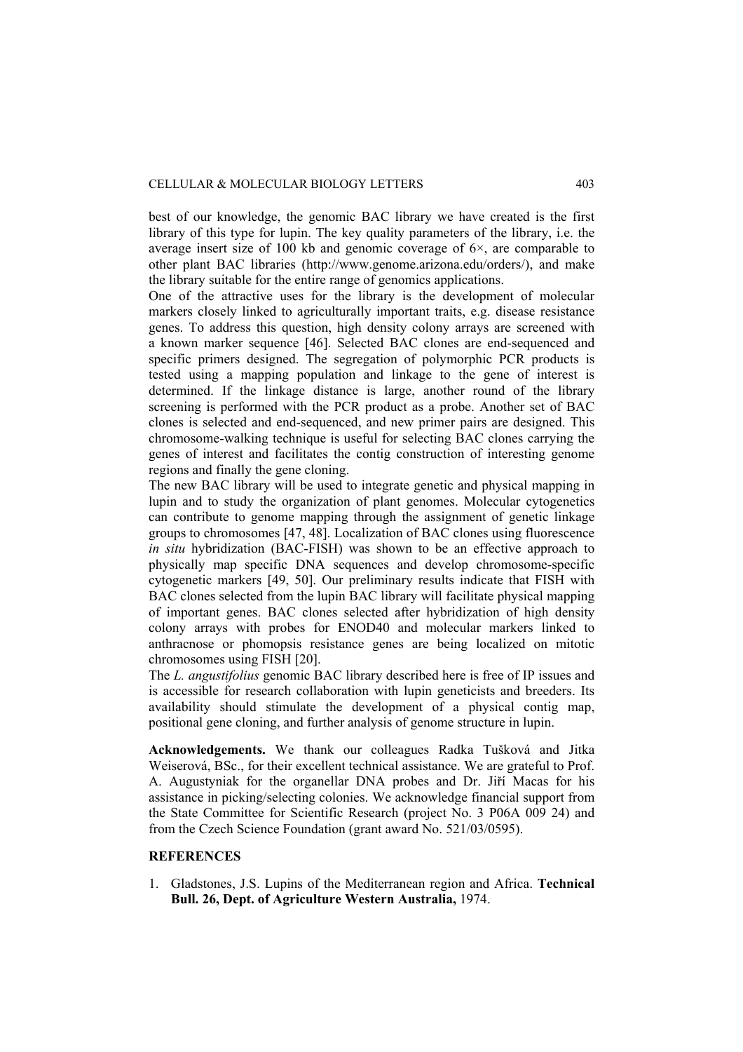best of our knowledge, the genomic BAC library we have created is the first library of this type for lupin. The key quality parameters of the library, i.e. the average insert size of 100 kb and genomic coverage of 6×, are comparable to other plant BAC libraries (http://www.genome.arizona.edu/orders/), and make the library suitable for the entire range of genomics applications.

One of the attractive uses for the library is the development of molecular markers closely linked to agriculturally important traits, e.g. disease resistance genes. To address this question, high density colony arrays are screened with a known marker sequence [46]. Selected BAC clones are end-sequenced and specific primers designed. The segregation of polymorphic PCR products is tested using a mapping population and linkage to the gene of interest is determined. If the linkage distance is large, another round of the library screening is performed with the PCR product as a probe. Another set of BAC clones is selected and end-sequenced, and new primer pairs are designed. This chromosome-walking technique is useful for selecting BAC clones carrying the genes of interest and facilitates the contig construction of interesting genome regions and finally the gene cloning.

The new BAC library will be used to integrate genetic and physical mapping in lupin and to study the organization of plant genomes. Molecular cytogenetics can contribute to genome mapping through the assignment of genetic linkage groups to chromosomes [47, 48]. Localization of BAC clones using fluorescence *in situ* hybridization (BAC-FISH) was shown to be an effective approach to physically map specific DNA sequences and develop chromosome-specific cytogenetic markers [49, 50]. Our preliminary results indicate that FISH with BAC clones selected from the lupin BAC library will facilitate physical mapping of important genes. BAC clones selected after hybridization of high density colony arrays with probes for ENOD40 and molecular markers linked to anthracnose or phomopsis resistance genes are being localized on mitotic chromosomes using FISH [20].

The *L. angustifolius* genomic BAC library described here is free of IP issues and is accessible for research collaboration with lupin geneticists and breeders. Its availability should stimulate the development of a physical contig map, positional gene cloning, and further analysis of genome structure in lupin.

**Acknowledgements.** We thank our colleagues Radka Tušková and Jitka Weiserová, BSc., for their excellent technical assistance. We are grateful to Prof. A. Augustyniak for the organellar DNA probes and Dr. Jiří Macas for his assistance in picking/selecting colonies. We acknowledge financial support from the State Committee for Scientific Research (project No. 3 P06A 009 24) and from the Czech Science Foundation (grant award No. 521/03/0595).

## REFERENCES

1. Gladstones, J.S. Lupins of the Mediterranean region and Africa. **Technical Bull. 26, Dept. of Agriculture Western Australia,** 1974.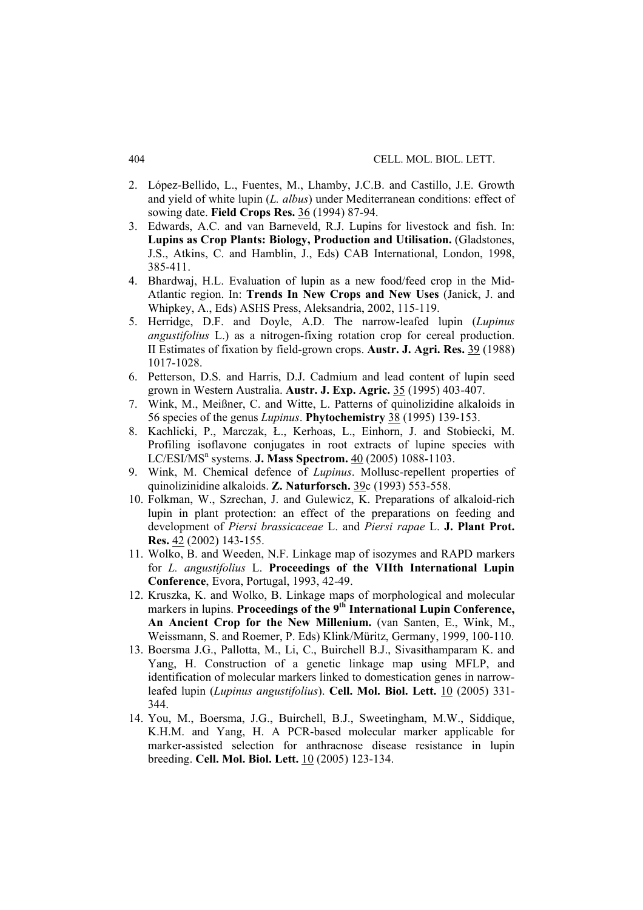2. López-Bellido, L., Fuentes, M., Lhamby, J.C.B. and Castillo, J.E. Growth and yield of white lupin (*L. albus*) under Mediterranean conditions: effect of sowing date. **Field Crops Res.** 36 (1994) 87-94.
3. Edwards, A.C. and van Barneveld, R.J. Lupins for livestock and fish. In: **Lupins as Crop Plants: Biology, Production and Utilisation.** (Gladstones, J.S., Atkins, C. and Hamblin, J., Eds) CAB International, London, 1998, 385-411.
4. Bhardwaj, H.L. Evaluation of lupin as a new food/feed crop in the Mid-Atlantic region. In: **Trends In New Crops and New Uses** (Janick, J. and Whipkey, A., Eds) ASHS Press, Aleksandria, 2002, 115-119.
5. Herridge, D.F. and Doyle, A.D. The narrow-leafed lupin (*Lupinus angustifolius* L.) as a nitrogen-fixing rotation crop for cereal production. II Estimates of fixation by field-grown crops. **Austr. J. Agri. Res.** 39 (1988) 1017-1028.
6. Petterson, D.S. and Harris, D.J. Cadmium and lead content of lupin seed grown in Western Australia. **Austr. J. Exp. Agric.** 35 (1995) 403-407.
7. Wink, M., Meißner, C. and Witte, L. Patterns of quinolizidine alkaloids in 56 species of the genus *Lupinus*. **Phytochemistry** 38 (1995) 139-153.
8. Kachlicki, P., Marczak, Ł., Kerhoas, L., Einhorn, J. and Stobiecki, M. Profiling isoflavone conjugates in root extracts of lupine species with LC/ESI/MS$^n$ systems. **J. Mass Spectrom.** 40 (2005) 1088-1103.
9. Wink, M. Chemical defence of *Lupinus*. Mollusc-repellent properties of quinolizinidine alkaloids. **Z. Naturforsch.** 39c (1993) 553-558.
10. Folkman, W., Szrechan, J. and Gulewicz, K. Preparations of alkaloid-rich lupin in plant protection: an effect of the preparations on feeding and development of *Piersi brassicaceae* L. and *Piersi rapae* L. **J. Plant Prot. Res.** 42 (2002) 143-155.
11. Wolko, B. and Weeden, N.F. Linkage map of isozymes and RAPD markers for *L. angustifolius* L. **Proceedings of the VIIth International Lupin Conference**, Evora, Portugal, 1993, 42-49.
12. Kruszka, K. and Wolko, B. Linkage maps of morphological and molecular markers in lupins. **Proceedings of the 9th International Lupin Conference, An Ancient Crop for the New Millenium.** (van Santen, E., Wink, M., Weissmann, S. and Roemer, P. Eds) Klink/Müritz, Germany, 1999, 100-110.
13. Boersma J.G., Pallotta, M., Li, C., Buirchell B.J., Sivasithamparam K. and Yang, H. Construction of a genetic linkage map using MFLP, and identification of molecular markers linked to domestication genes in narrow-leafed lupin (*Lupinus angustifolius*). **Cell. Mol. Biol. Lett.** 10 (2005) 331-344.
14. You, M., Boersma, J.G., Buirchell, B.J., Sweetingham, M.W., Siddique, K.H.M. and Yang, H. A PCR-based molecular marker applicable for marker-assisted selection for anthracnose disease resistance in lupin breeding. **Cell. Mol. Biol. Lett.** 10 (2005) 123-134.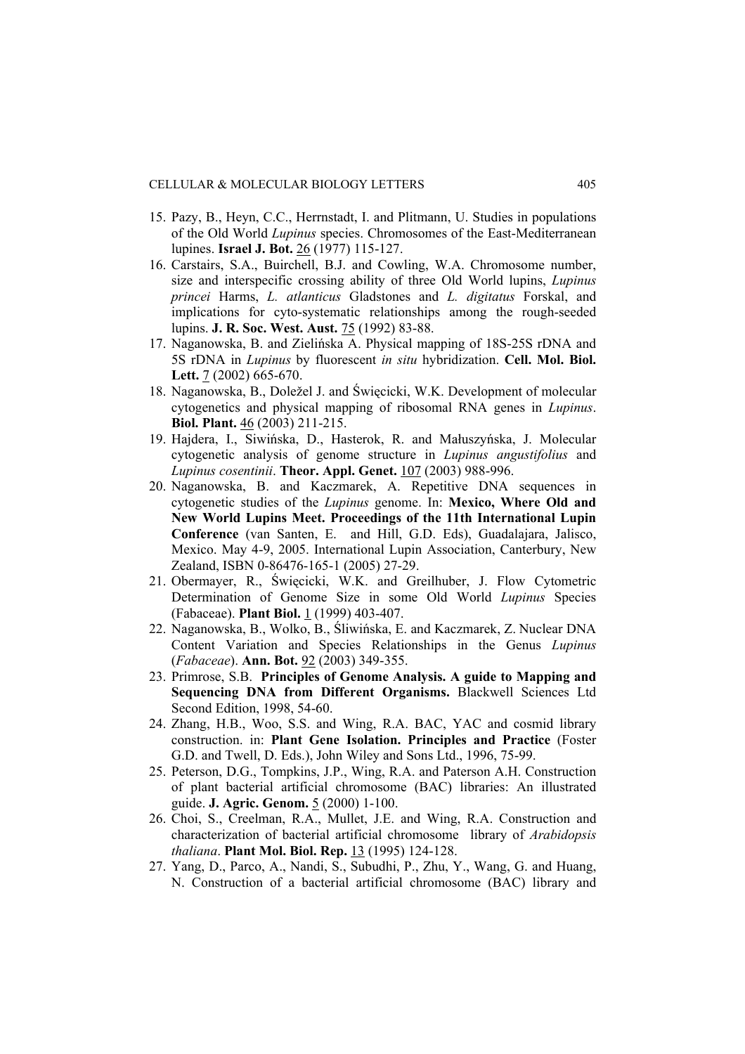15. Pazy, B., Heyn, C.C., Herrnstadt, I. and Plitmann, U. Studies in populations of the Old World *Lupinus* species. Chromosomes of the East-Mediterranean lupines. **Israel J. Bot.** 26 (1977) 115-127.
16. Carstairs, S.A., Buirchell, B.J. and Cowling, W.A. Chromosome number, size and interspecific crossing ability of three Old World lupins, *Lupinus princei* Harms, *L. atlanticus* Gladstones and *L. digitatus* Forskal, and implications for cyto-systematic relationships among the rough-seeded lupins. **J. R. Soc. West. Aust.** 75 (1992) 83-88.
17. Naganowska, B. and Zielińska A. Physical mapping of 18S-25S rDNA and 5S rDNA in *Lupinus* by fluorescent *in situ* hybridization. **Cell. Mol. Biol. Lett.** 7 (2002) 665-670.
18. Naganowska, B., Doležel J. and Święcicki, W.K. Development of molecular cytogenetics and physical mapping of ribosomal RNA genes in *Lupinus*. **Biol. Plant.** 46 (2003) 211-215.
19. Hajdera, I., Siwińska, D., Hasterok, R. and Małuszyńska, J. Molecular cytogenetic analysis of genome structure in *Lupinus angustifolius* and *Lupinus cosentinii*. **Theor. Appl. Genet.** 107 (2003) 988-996.
20. Naganowska, B. and Kaczmarek, A. Repetitive DNA sequences in cytogenetic studies of the *Lupinus* genome. In: **Mexico, Where Old and New World Lupins Meet. Proceedings of the 11th International Lupin Conference** (van Santen, E. and Hill, G.D. Eds), Guadalajara, Jalisco, Mexico. May 4-9, 2005. International Lupin Association, Canterbury, New Zealand, ISBN 0-86476-165-1 (2005) 27-29.
21. Obermayer, R., Święcicki, W.K. and Greilhuber, J. Flow Cytometric Determination of Genome Size in some Old World *Lupinus* Species (Fabaceae). **Plant Biol.** 1 (1999) 403-407.
22. Naganowska, B., Wolko, B., Śliwińska, E. and Kaczmarek, Z. Nuclear DNA Content Variation and Species Relationships in the Genus *Lupinus* (*Fabaceae*). **Ann. Bot.** 92 (2003) 349-355.
23. Primrose, S.B. **Principles of Genome Analysis. A guide to Mapping and Sequencing DNA from Different Organisms.** Blackwell Sciences Ltd Second Edition, 1998, 54-60.
24. Zhang, H.B., Woo, S.S. and Wing, R.A. BAC, YAC and cosmid library construction. in: **Plant Gene Isolation. Principles and Practice** (Foster G.D. and Twell, D. Eds.), John Wiley and Sons Ltd., 1996, 75-99.
25. Peterson, D.G., Tompkins, J.P., Wing, R.A. and Paterson A.H. Construction of plant bacterial artificial chromosome (BAC) libraries: An illustrated guide. **J. Agric. Genom.** 5 (2000) 1-100.
26. Choi, S., Creelman, R.A., Mullet, J.E. and Wing, R.A. Construction and characterization of bacterial artificial chromosome library of *Arabidopsis thaliana*. **Plant Mol. Biol. Rep.** 13 (1995) 124-128.
27. Yang, D., Parco, A., Nandi, S., Subudhi, P., Zhu, Y., Wang, G. and Huang, N. Construction of a bacterial artificial chromosome (BAC) library and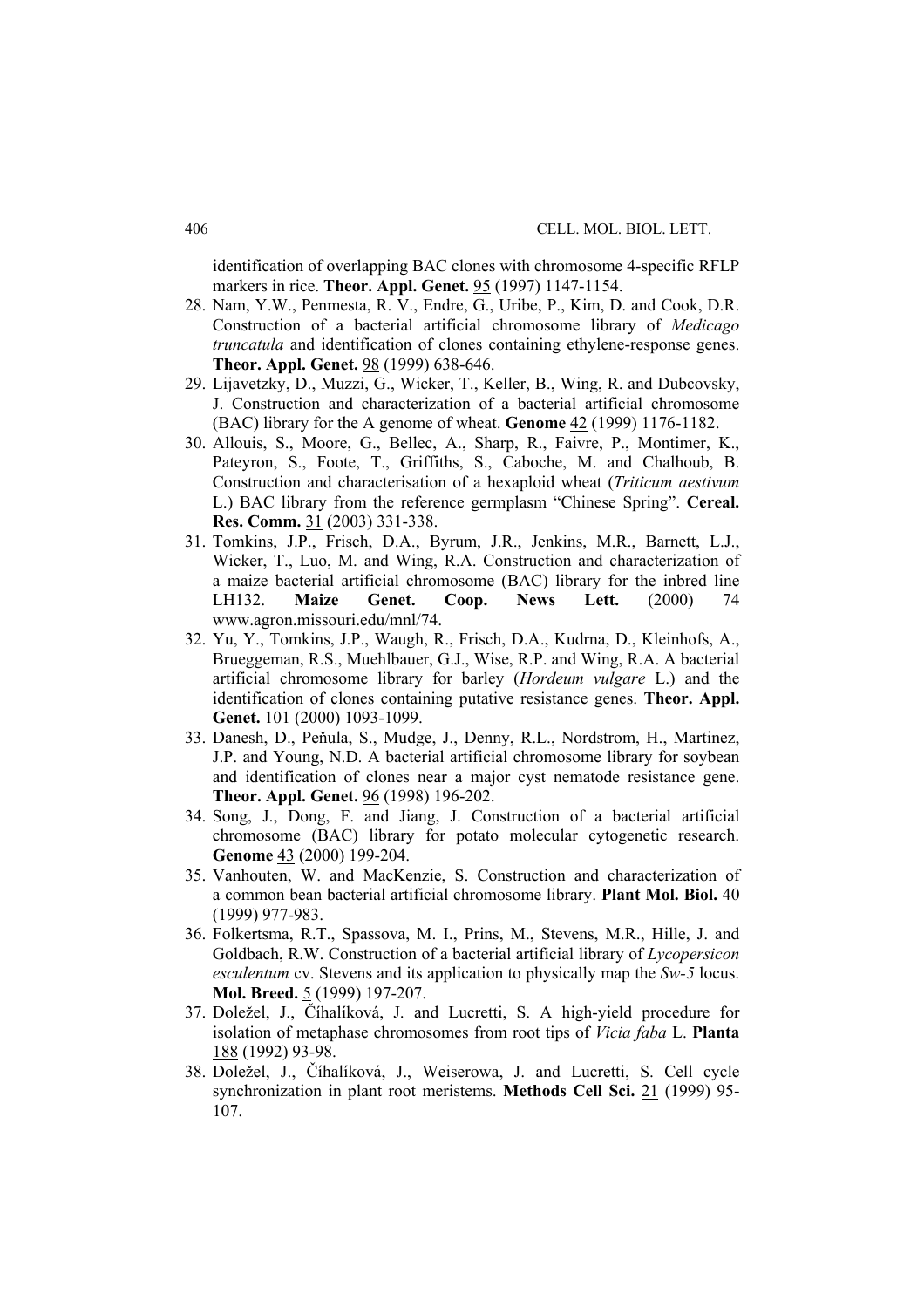identification of overlapping BAC clones with chromosome 4-specific RFLP markers in rice. **Theor. Appl. Genet.** 95 (1997) 1147-1154.

28. Nam, Y.W., Penmesta, R. V., Endre, G., Uribe, P., Kim, D. and Cook, D.R. Construction of a bacterial artificial chromosome library of *Medicago truncatula* and identification of clones containing ethylene-response genes. **Theor. Appl. Genet.** 98 (1999) 638-646.
29. Lijavetzky, D., Muzzi, G., Wicker, T., Keller, B., Wing, R. and Dubcovsky, J. Construction and characterization of a bacterial artificial chromosome (BAC) library for the A genome of wheat. **Genome** 42 (1999) 1176-1182.
30. Allouis, S., Moore, G., Bellec, A., Sharp, R., Faivre, P., Montimer, K., Pateyron, S., Foote, T., Griffiths, S., Caboche, M. and Chalhoub, B. Construction and characterisation of a hexaploid wheat (*Triticum aestivum* L.) BAC library from the reference germplasm "Chinese Spring". **Cereal. Res. Comm.** 31 (2003) 331-338.
31. Tomkins, J.P., Frisch, D.A., Byrum, J.R., Jenkins, M.R., Barnett, L.J., Wicker, T., Luo, M. and Wing, R.A. Construction and characterization of a maize bacterial artificial chromosome (BAC) library for the inbred line LH132. **Maize Genet. Coop. News Lett.** (2000) 74 www.agron.missouri.edu/mnl/74.
32. Yu, Y., Tomkins, J.P., Waugh, R., Frisch, D.A., Kudrna, D., Kleinhofs, A., Brueggeman, R.S., Muehlbauer, G.J., Wise, R.P. and Wing, R.A. A bacterial artificial chromosome library for barley (*Hordeum vulgare* L.) and the identification of clones containing putative resistance genes. **Theor. Appl. Genet.** 101 (2000) 1093-1099.
33. Danesh, D., Peňula, S., Mudge, J., Denny, R.L., Nordstrom, H., Martinez, J.P. and Young, N.D. A bacterial artificial chromosome library for soybean and identification of clones near a major cyst nematode resistance gene. **Theor. Appl. Genet.** 96 (1998) 196-202.
34. Song, J., Dong, F. and Jiang, J. Construction of a bacterial artificial chromosome (BAC) library for potato molecular cytogenetic research. **Genome** 43 (2000) 199-204.
35. Vanhouten, W. and MacKenzie, S. Construction and characterization of a common bean bacterial artificial chromosome library. **Plant Mol. Biol.** 40 (1999) 977-983.
36. Folkertsma, R.T., Spassova, M. I., Prins, M., Stevens, M.R., Hille, J. and Goldbach, R.W. Construction of a bacterial artificial library of *Lycopersicon esculentum* cv. Stevens and its application to physically map the *Sw-5* locus. **Mol. Breed.** 5 (1999) 197-207.
37. Doležel, J., Číhalíková, J. and Lucretti, S. A high-yield procedure for isolation of metaphase chromosomes from root tips of *Vicia faba* L. **Planta** 188 (1992) 93-98.
38. Doležel, J., Číhalíková, J., Weiserowa, J. and Lucretti, S. Cell cycle synchronization in plant root meristems. **Methods Cell Sci.** 21 (1999) 95-107.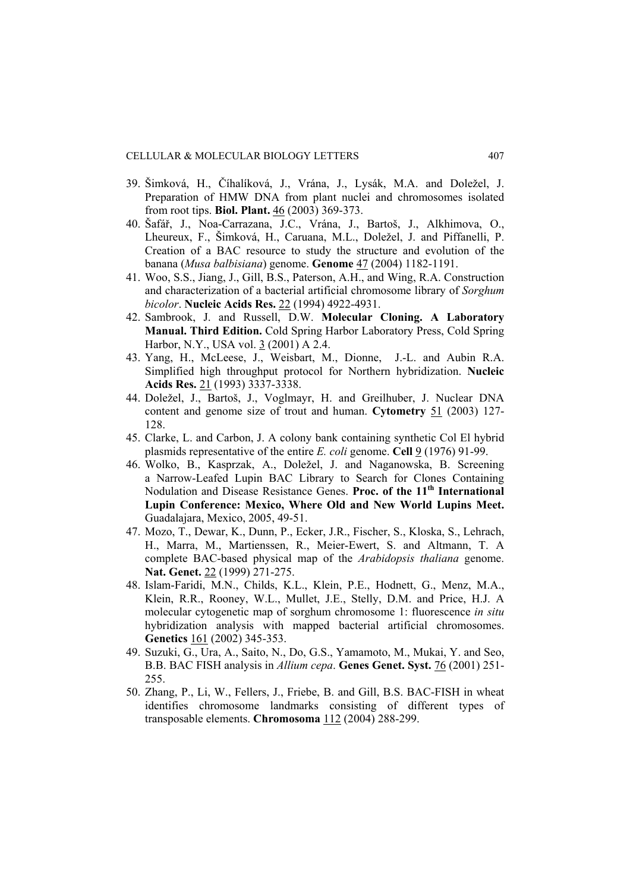39. Šimková, H., Číhalíková, J., Vrána, J., Lysák, M.A. and Doležel, J. Preparation of HMW DNA from plant nuclei and chromosomes isolated from root tips. **Biol. Plant.** 46 (2003) 369-373.
40. Šafář, J., Noa-Carrazana, J.C., Vrána, J., Bartoš, J., Alkhimova, O., Lheureux, F., Šimková, H., Caruana, M.L., Doležel, J. and Piffanelli, P. Creation of a BAC resource to study the structure and evolution of the banana (*Musa balbisiana*) genome. **Genome** 47 (2004) 1182-1191.
41. Woo, S.S., Jiang, J., Gill, B.S., Paterson, A.H., and Wing, R.A. Construction and characterization of a bacterial artificial chromosome library of *Sorghum bicolor*. **Nucleic Acids Res.** 22 (1994) 4922-4931.
42. Sambrook, J. and Russell, D.W. **Molecular Cloning. A Laboratory Manual. Third Edition.** Cold Spring Harbor Laboratory Press, Cold Spring Harbor, N.Y., USA vol. 3 (2001) A 2.4.
43. Yang, H., McLeese, J., Weisbart, M., Dionne, J.-L. and Aubin R.A. Simplified high throughput protocol for Northern hybridization. **Nucleic Acids Res.** 21 (1993) 3337-3338.
44. Doležel, J., Bartoš, J., Voglmayr, H. and Greilhuber, J. Nuclear DNA content and genome size of trout and human. **Cytometry** 51 (2003) 127-128.
45. Clarke, L. and Carbon, J. A colony bank containing synthetic Col El hybrid plasmids representative of the entire *E. coli* genome. **Cell** 9 (1976) 91-99.
46. Wolko, B., Kasprzak, A., Doležel, J. and Naganowska, B. Screening a Narrow-Leafed Lupin BAC Library to Search for Clones Containing Nodulation and Disease Resistance Genes. **Proc. of the 11th International Lupin Conference: Mexico, Where Old and New World Lupins Meet.** Guadalajara, Mexico, 2005, 49-51.
47. Mozo, T., Dewar, K., Dunn, P., Ecker, J.R., Fischer, S., Kloska, S., Lehrach, H., Marra, M., Martienssen, R., Meier-Ewert, S. and Altmann, T. A complete BAC-based physical map of the *Arabidopsis thaliana* genome. **Nat. Genet.** 22 (1999) 271-275.
48. Islam-Faridi, M.N., Childs, K.L., Klein, P.E., Hodnett, G., Menz, M.A., Klein, R.R., Rooney, W.L., Mullet, J.E., Stelly, D.M. and Price, H.J. A molecular cytogenetic map of sorghum chromosome 1: fluorescence *in situ* hybridization analysis with mapped bacterial artificial chromosomes. **Genetics** 161 (2002) 345-353.
49. Suzuki, G., Ura, A., Saito, N., Do, G.S., Yamamoto, M., Mukai, Y. and Seo, B.B. BAC FISH analysis in *Allium cepa*. **Genes Genet. Syst.** 76 (2001) 251-255.
50. Zhang, P., Li, W., Fellers, J., Friebe, B. and Gill, B.S. BAC-FISH in wheat identifies chromosome landmarks consisting of different types of transposable elements. **Chromosoma** 112 (2004) 288-299.